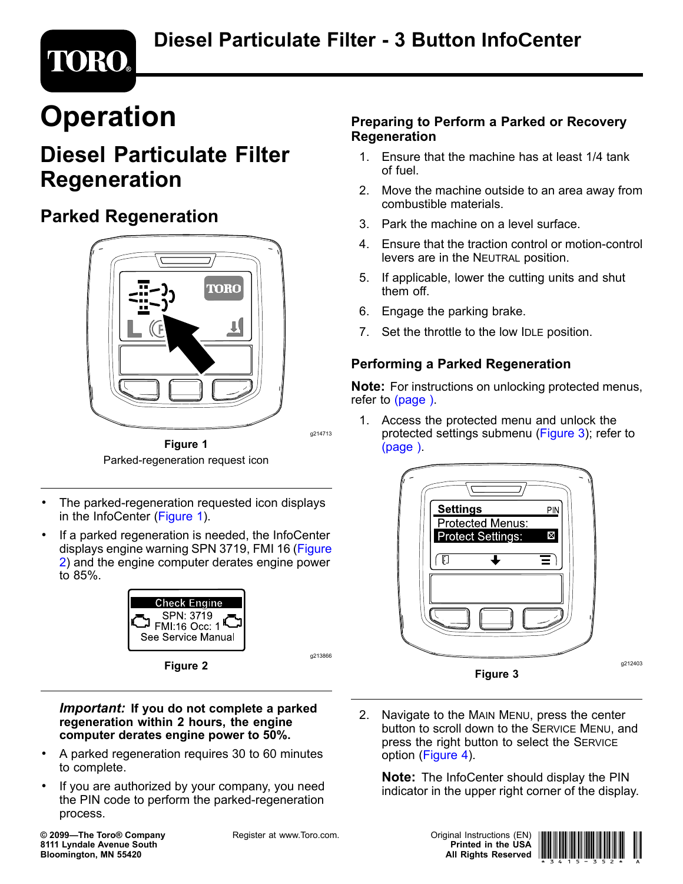# Diesel Particulate Filter - 3 Button InfoCenter

# Operation

## Diesel Particulate Filter Regeneration

### Parked Regeneration

g214713

**Figure 1**

Parked-regeneration request icon

- The parked-regeneration requested icon displays in the InfoCenter (Figure 1).
- If a parked regeneration is needed, the InfoCenter displays engine warning SPN 3719, FMI 16 (Figure 2) and the engine computer derates engine power to 85%.

g213866

**Figure 2**

***Important:*** **If you do not complete a parked regeneration within 2 hours, the engine computer derates engine power to 50%.**

- A parked regeneration requires 30 to 60 minutes to complete.
- If you are authorized by your company, you need the PIN code to perform the parked-regeneration process.

#### Preparing to Perform a Parked or Recovery Regeneration

1. Ensure that the machine has at least 1/4 tank of fuel.
2. Move the machine outside to an area away from combustible materials.
3. Park the machine on a level surface.
4. Ensure that the traction control or motion-control levers are in the NEUTRAL position.
5. If applicable, lower the cutting units and shut them off.
6. Engage the parking brake.
7. Set the throttle to the low IDLE position.

#### Performing a Parked Regeneration

**Note:** For instructions on unlocking protected menus, refer to (page ).

1. Access the protected menu and unlock the protected settings submenu (Figure 3); refer to (page ).

g212403

**Figure 3**

2. Navigate to the MAIN MENU, press the center button to scroll down to the SERVICE MENU, and press the right button to select the SERVICE option (Figure 4).

   **Note:** The InfoCenter should display the PIN indicator in the upper right corner of the display.

© 2099—The Toro® Company
8111 Lyndale Avenue South
Bloomington, MN 55420

Register at www.Toro.com.

Original Instructions (EN)
Printed in the USA
All Rights Reserved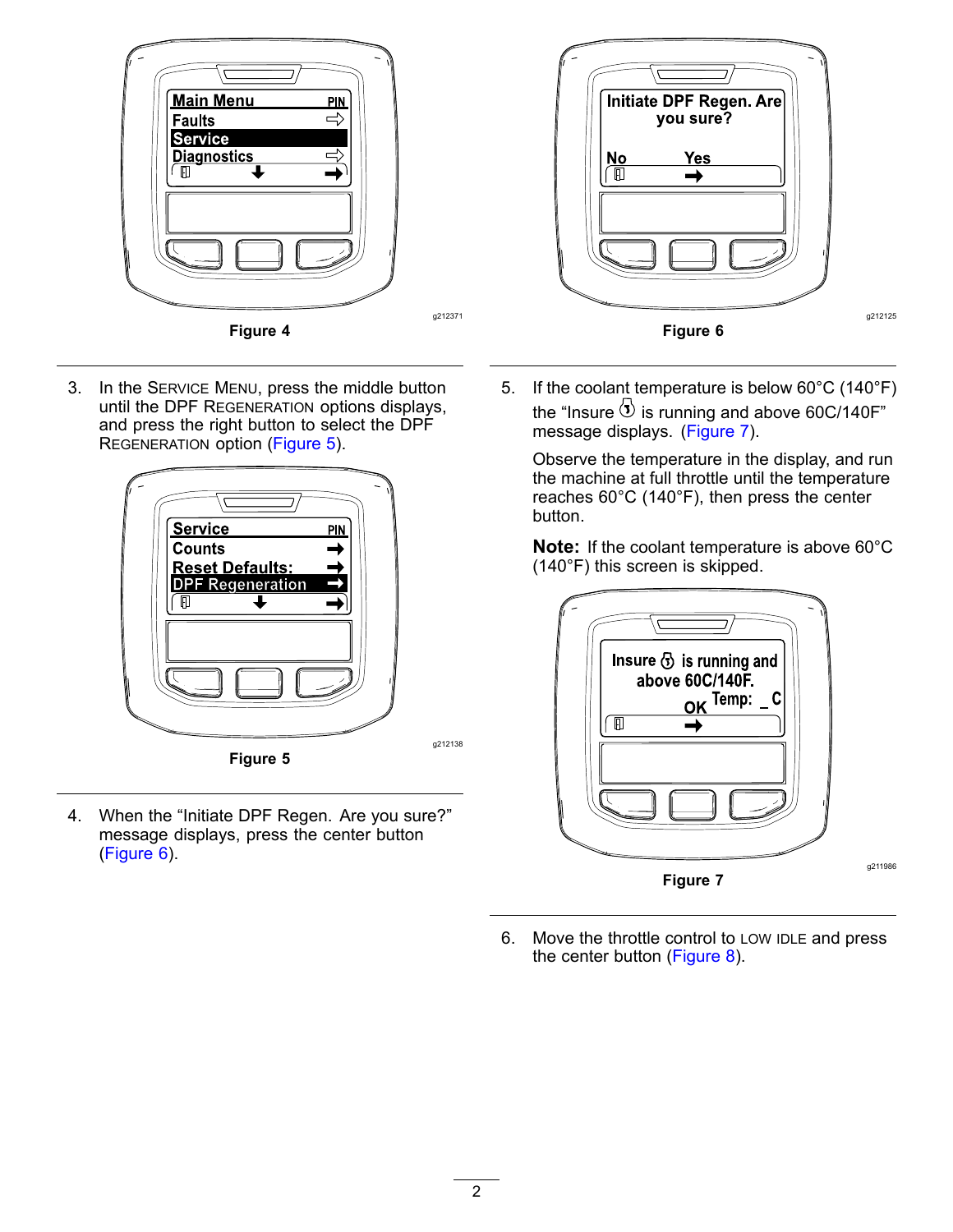Figure 4

3. In the SERVICE MENU, press the middle button until the DPF REGENERATION options displays, and press the right button to select the DPF REGENERATION option (Figure 5).

Figure 5

4. When the "Initiate DPF Regen. Are you sure?" message displays, press the center button (Figure 6).

Figure 6

5. If the coolant temperature is below 60°C (140°F) the "Insure [engine icon] is running and above 60C/140F" message displays. (Figure 7).

   Observe the temperature in the display, and run the machine at full throttle until the temperature reaches 60°C (140°F), then press the center button.

   **Note:** If the coolant temperature is above 60°C (140°F) this screen is skipped.

Figure 7

6. Move the throttle control to LOW IDLE and press the center button (Figure 8).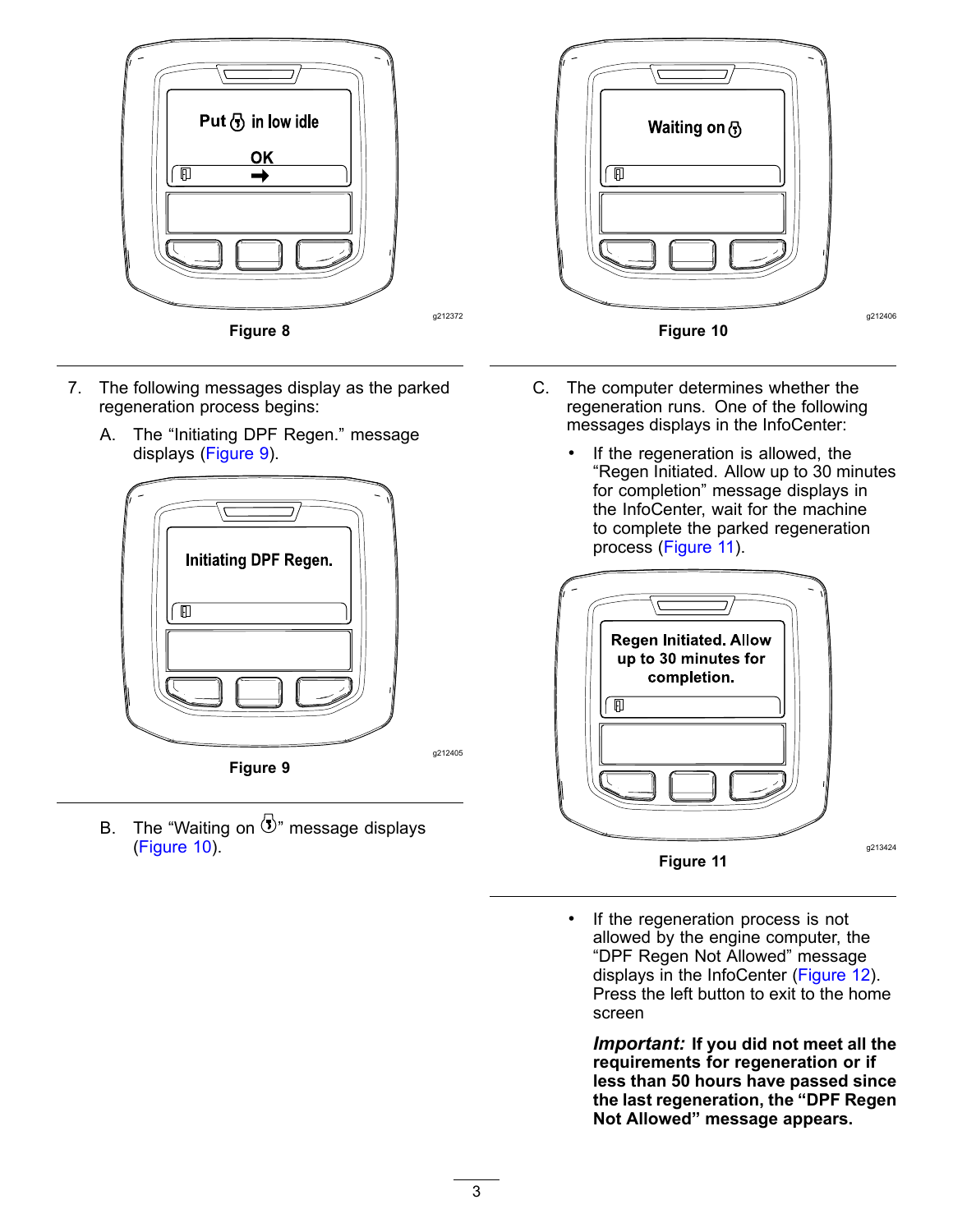Figure 8

7. The following messages display as the parked regeneration process begins:

   A. The "Initiating DPF Regen." message displays (Figure 9).

   Figure 9

   B. The "Waiting on " message displays (Figure 10).

   Figure 10

   C. The computer determines whether the regeneration runs. One of the following messages displays in the InfoCenter:

   - If the regeneration is allowed, the "Regen Initiated. Allow up to 30 minutes for completion" message displays in the InfoCenter, wait for the machine to complete the parked regeneration process (Figure 11).

     Figure 11

   - If the regeneration process is not allowed by the engine computer, the "DPF Regen Not Allowed" message displays in the InfoCenter (Figure 12). Press the left button to exit to the home screen

     ***Important:*** **If you did not meet all the requirements for regeneration or if less than 50 hours have passed since the last regeneration, the "DPF Regen Not Allowed" message appears.**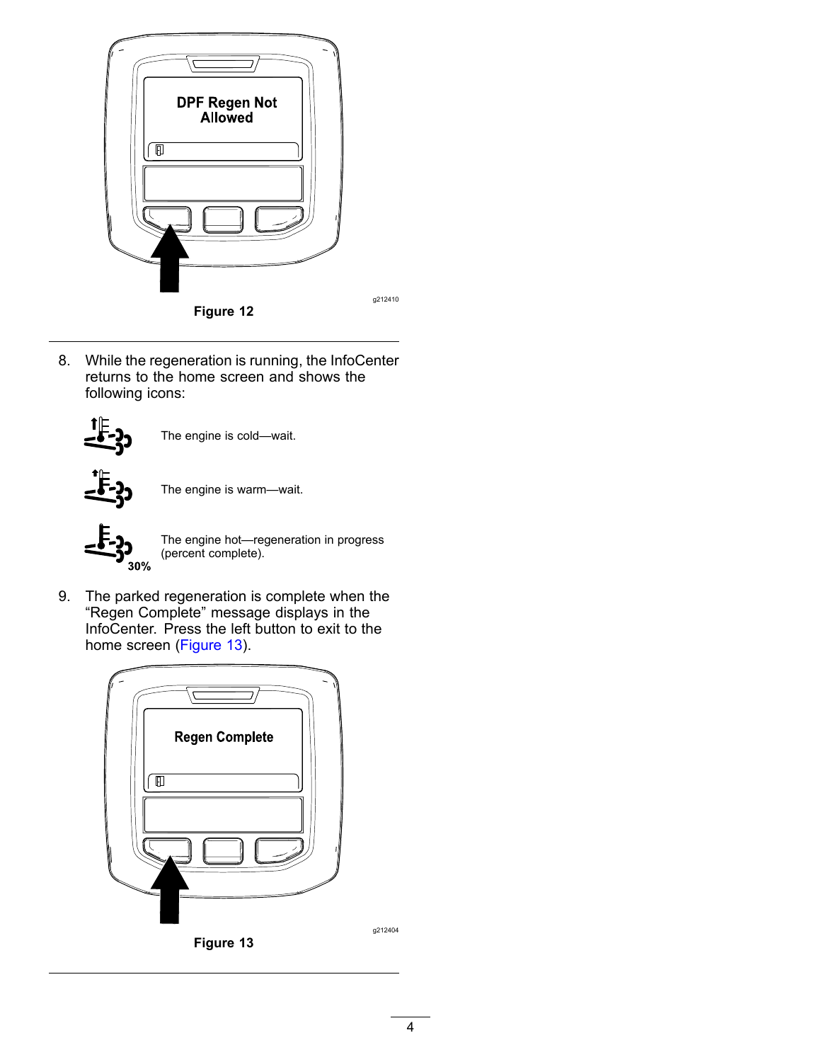DPF Regen Not Allowed

g212410

Figure 12

8. While the regeneration is running, the InfoCenter returns to the home screen and shows the following icons:

   The engine is cold—wait.

   The engine is warm—wait.

   30%

   The engine hot—regeneration in progress (percent complete).

9. The parked regeneration is complete when the “Regen Complete” message displays in the InfoCenter. Press the left button to exit to the home screen (Figure 13).

Regen Complete

g212404

Figure 13